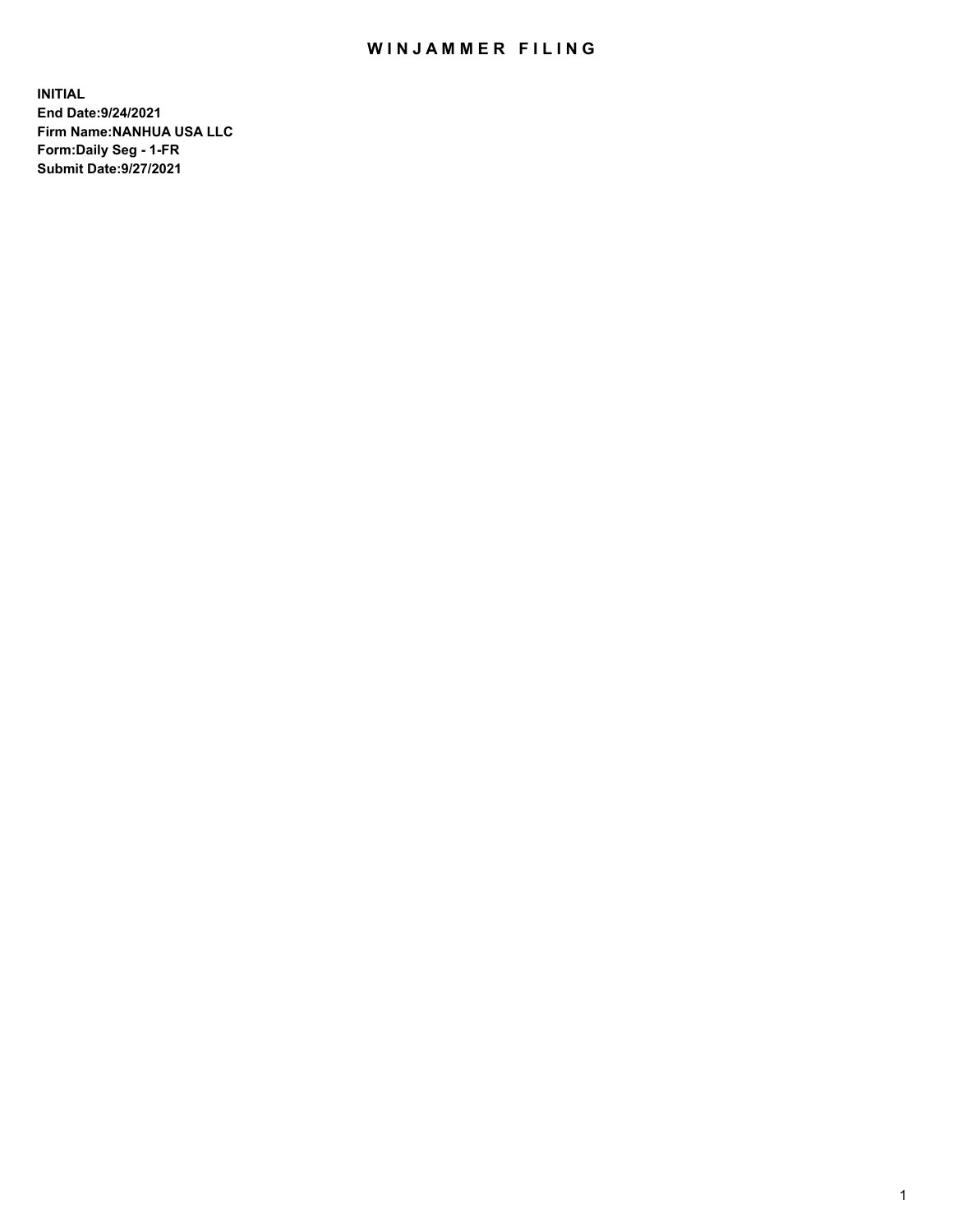# WINJAMMER FILING

**INITIAL**
**End Date:9/24/2021**
**Firm Name:NANHUA USA LLC**
**Form:Daily Seg - 1-FR**
**Submit Date:9/27/2021**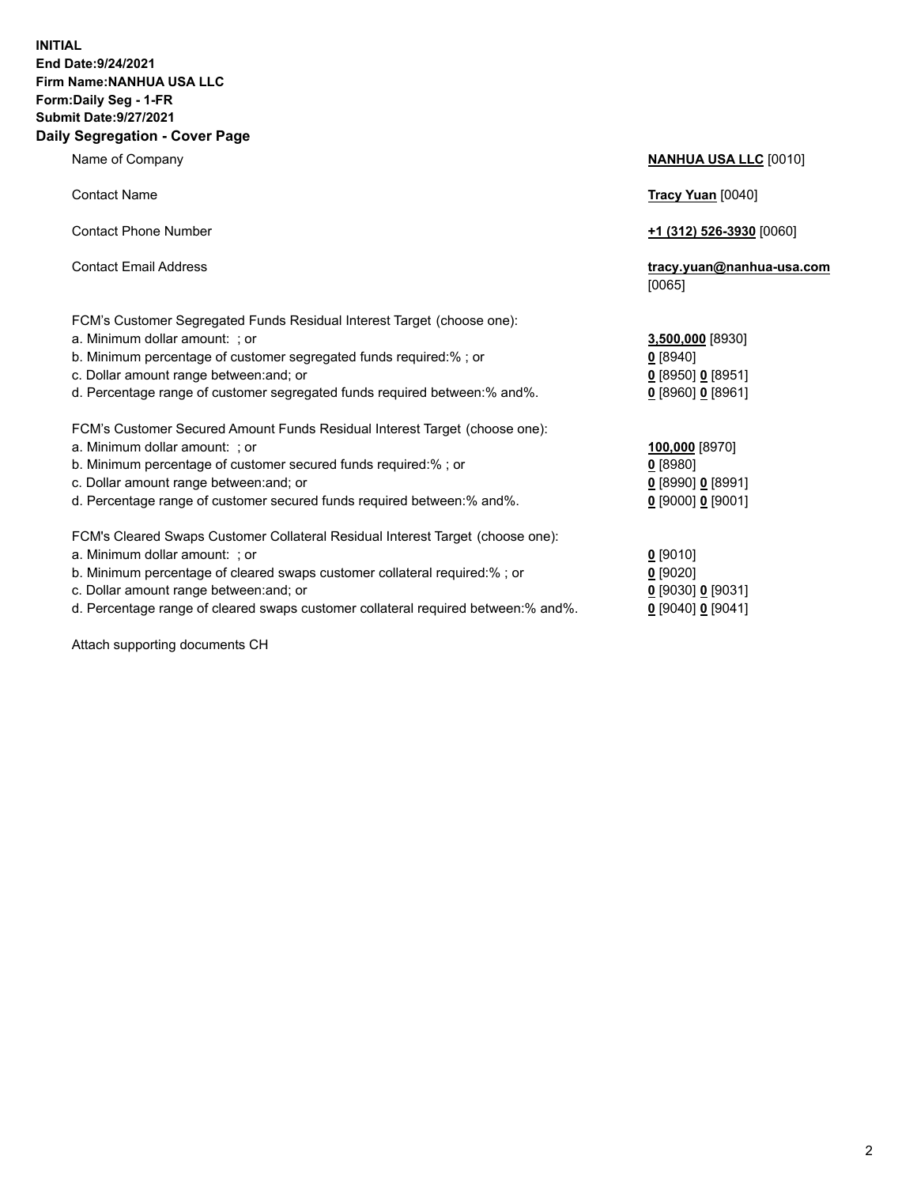**INITIAL**
**End Date:9/24/2021**
**Firm Name:NANHUA USA LLC**
**Form:Daily Seg - 1-FR**
**Submit Date:9/27/2021**

## Daily Segregation - Cover Page

| | |
|---|---|
| Name of Company | **NANHUA USA LLC** [0010] |
| Contact Name | **Tracy Yuan** [0040] |
| Contact Phone Number | **+1 (312) 526-3930** [0060] |
| Contact Email Address | **tracy.yuan@nanhua-usa.com** [0065] |
| FCM's Customer Segregated Funds Residual Interest Target (choose one): | |
| a. Minimum dollar amount: ; or | **3,500,000** [8930] |
| b. Minimum percentage of customer segregated funds required:% ; or | **0** [8940] |
| c. Dollar amount range between:and; or | **0** [8950] **0** [8951] |
| d. Percentage range of customer segregated funds required between:% and%. | **0** [8960] **0** [8961] |
| FCM's Customer Secured Amount Funds Residual Interest Target (choose one): | |
| a. Minimum dollar amount: ; or | **100,000** [8970] |
| b. Minimum percentage of customer secured funds required:% ; or | **0** [8980] |
| c. Dollar amount range between:and; or | **0** [8990] **0** [8991] |
| d. Percentage range of customer secured funds required between:% and%. | **0** [9000] **0** [9001] |
| FCM's Cleared Swaps Customer Collateral Residual Interest Target (choose one): | |
| a. Minimum dollar amount: ; or | **0** [9010] |
| b. Minimum percentage of cleared swaps customer collateral required:% ; or | **0** [9020] |
| c. Dollar amount range between:and; or | **0** [9030] **0** [9031] |
| d. Percentage range of cleared swaps customer collateral required between:% and%. | **0** [9040] **0** [9041] |

Attach supporting documents CH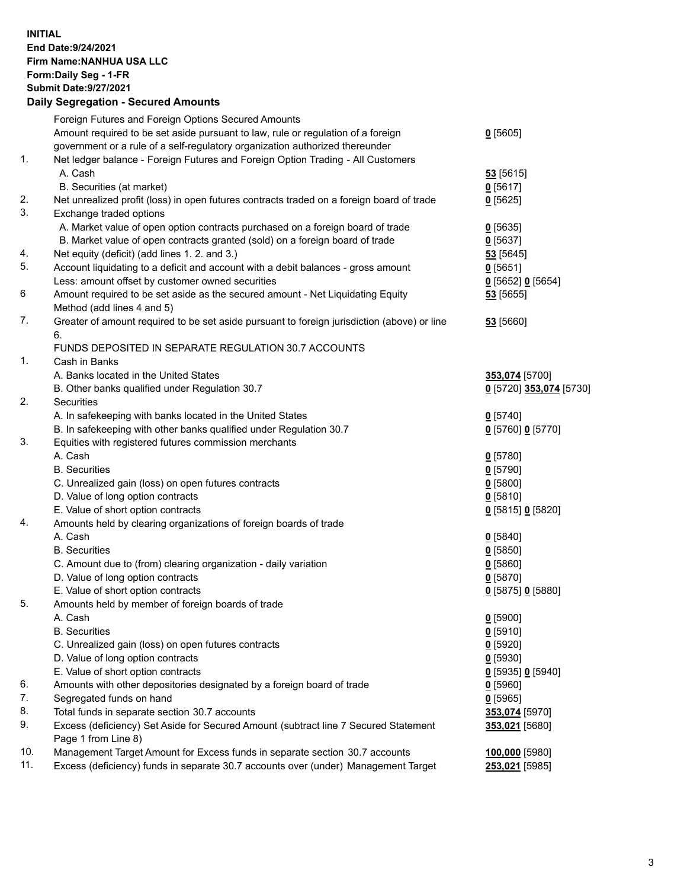**INITIAL**
**End Date:9/24/2021**
**Firm Name:NANHUA USA LLC**
**Form:Daily Seg - 1-FR**
**Submit Date:9/27/2021**

## Daily Segregation - Secured Amounts

| | | |
|---|---|---|
| | Foreign Futures and Foreign Options Secured Amounts | |
| | Amount required to be set aside pursuant to law, rule or regulation of a foreign government or a rule of a self-regulatory organization authorized thereunder | **0** [5605] |
| 1. | Net ledger balance - Foreign Futures and Foreign Option Trading - All Customers | |
| | A. Cash | **53** [5615] |
| | B. Securities (at market) | **0** [5617] |
| 2. | Net unrealized profit (loss) in open futures contracts traded on a foreign board of trade | **0** [5625] |
| 3. | Exchange traded options | |
| | A. Market value of open option contracts purchased on a foreign board of trade | **0** [5635] |
| | B. Market value of open contracts granted (sold) on a foreign board of trade | **0** [5637] |
| 4. | Net equity (deficit) (add lines 1. 2. and 3.) | **53** [5645] |
| 5. | Account liquidating to a deficit and account with a debit balances - gross amount | **0** [5651] |
| | Less: amount offset by customer owned securities | **0** [5652] **0** [5654] |
| 6 | Amount required to be set aside as the secured amount - Net Liquidating Equity Method (add lines 4 and 5) | **53** [5655] |
| 7. | Greater of amount required to be set aside pursuant to foreign jurisdiction (above) or line 6. | **53** [5660] |
| | FUNDS DEPOSITED IN SEPARATE REGULATION 30.7 ACCOUNTS | |
| 1. | Cash in Banks | |
| | A. Banks located in the United States | **353,074** [5700] |
| | B. Other banks qualified under Regulation 30.7 | **0** [5720] **353,074** [5730] |
| 2. | Securities | |
| | A. In safekeeping with banks located in the United States | **0** [5740] |
| | B. In safekeeping with other banks qualified under Regulation 30.7 | **0** [5760] **0** [5770] |
| 3. | Equities with registered futures commission merchants | |
| | A. Cash | **0** [5780] |
| | B. Securities | **0** [5790] |
| | C. Unrealized gain (loss) on open futures contracts | **0** [5800] |
| | D. Value of long option contracts | **0** [5810] |
| | E. Value of short option contracts | **0** [5815] **0** [5820] |
| 4. | Amounts held by clearing organizations of foreign boards of trade | |
| | A. Cash | **0** [5840] |
| | B. Securities | **0** [5850] |
| | C. Amount due to (from) clearing organization - daily variation | **0** [5860] |
| | D. Value of long option contracts | **0** [5870] |
| | E. Value of short option contracts | **0** [5875] **0** [5880] |
| 5. | Amounts held by member of foreign boards of trade | |
| | A. Cash | **0** [5900] |
| | B. Securities | **0** [5910] |
| | C. Unrealized gain (loss) on open futures contracts | **0** [5920] |
| | D. Value of long option contracts | **0** [5930] |
| | E. Value of short option contracts | **0** [5935] **0** [5940] |
| 6. | Amounts with other depositories designated by a foreign board of trade | **0** [5960] |
| 7. | Segregated funds on hand | **0** [5965] |
| 8. | Total funds in separate section 30.7 accounts | **353,074** [5970] |
| 9. | Excess (deficiency) Set Aside for Secured Amount (subtract line 7 Secured Statement Page 1 from Line 8) | **353,021** [5680] |
| 10. | Management Target Amount for Excess funds in separate section 30.7 accounts | **100,000** [5980] |
| 11. | Excess (deficiency) funds in separate 30.7 accounts over (under) Management Target | **253,021** [5985] |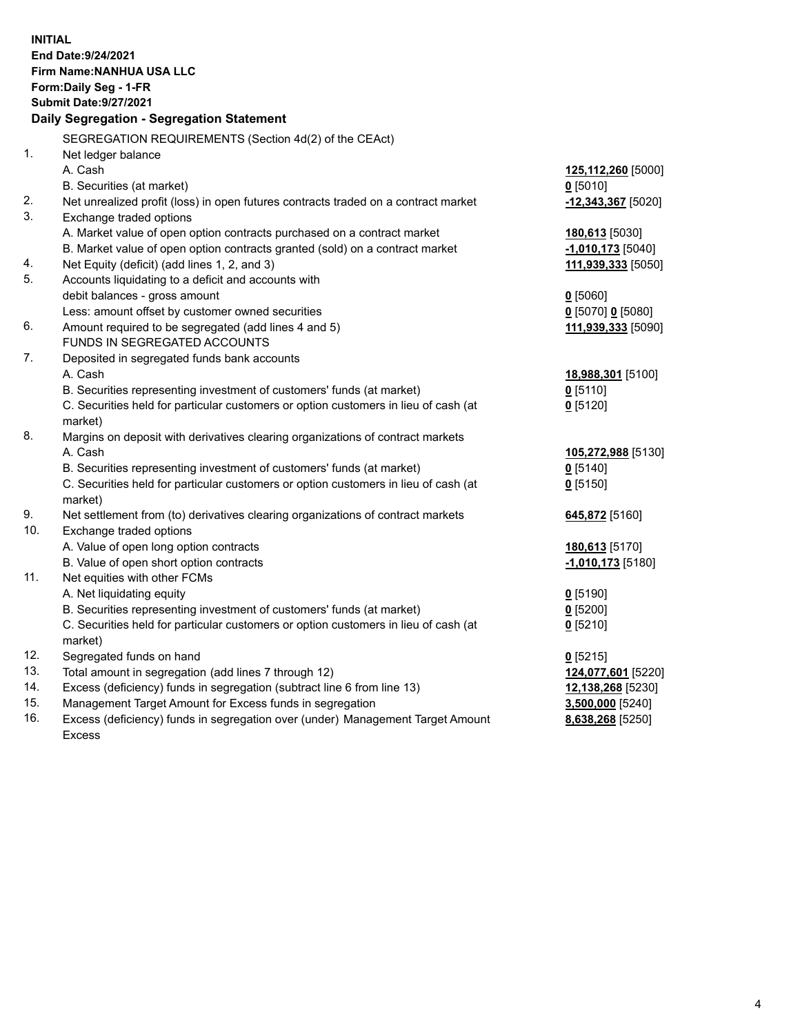**INITIAL**
**End Date:9/24/2021**
**Firm Name:NANHUA USA LLC**
**Form:Daily Seg - 1-FR**
**Submit Date:9/27/2021**

**Daily Segregation - Segregation Statement**

SEGREGATION REQUIREMENTS (Section 4d(2) of the CEAct)

| | | |
|---|---|---|
| 1. | Net ledger balance | |
| | A. Cash | **125,112,260** [5000] |
| | B. Securities (at market) | **0** [5010] |
| 2. | Net unrealized profit (loss) in open futures contracts traded on a contract market | **-12,343,367** [5020] |
| 3. | Exchange traded options | |
| | A. Market value of open option contracts purchased on a contract market | **180,613** [5030] |
| | B. Market value of open option contracts granted (sold) on a contract market | **-1,010,173** [5040] |
| 4. | Net Equity (deficit) (add lines 1, 2, and 3) | **111,939,333** [5050] |
| 5. | Accounts liquidating to a deficit and accounts with debit balances - gross amount | **0** [5060] |
| | Less: amount offset by customer owned securities | **0** [5070] **0** [5080] |
| 6. | Amount required to be segregated (add lines 4 and 5) | **111,939,333** [5090] |
| | FUNDS IN SEGREGATED ACCOUNTS | |
| 7. | Deposited in segregated funds bank accounts | |
| | A. Cash | **18,988,301** [5100] |
| | B. Securities representing investment of customers' funds (at market) | **0** [5110] |
| | C. Securities held for particular customers or option customers in lieu of cash (at market) | **0** [5120] |
| 8. | Margins on deposit with derivatives clearing organizations of contract markets | |
| | A. Cash | **105,272,988** [5130] |
| | B. Securities representing investment of customers' funds (at market) | **0** [5140] |
| | C. Securities held for particular customers or option customers in lieu of cash (at market) | **0** [5150] |
| 9. | Net settlement from (to) derivatives clearing organizations of contract markets | **645,872** [5160] |
| 10. | Exchange traded options | |
| | A. Value of open long option contracts | **180,613** [5170] |
| | B. Value of open short option contracts | **-1,010,173** [5180] |
| 11. | Net equities with other FCMs | |
| | A. Net liquidating equity | **0** [5190] |
| | B. Securities representing investment of customers' funds (at market) | **0** [5200] |
| | C. Securities held for particular customers or option customers in lieu of cash (at market) | **0** [5210] |
| 12. | Segregated funds on hand | **0** [5215] |
| 13. | Total amount in segregation (add lines 7 through 12) | **124,077,601** [5220] |
| 14. | Excess (deficiency) funds in segregation (subtract line 6 from line 13) | **12,138,268** [5230] |
| 15. | Management Target Amount for Excess funds in segregation | **3,500,000** [5240] |
| 16. | Excess (deficiency) funds in segregation over (under) Management Target Amount Excess | **8,638,268** [5250] |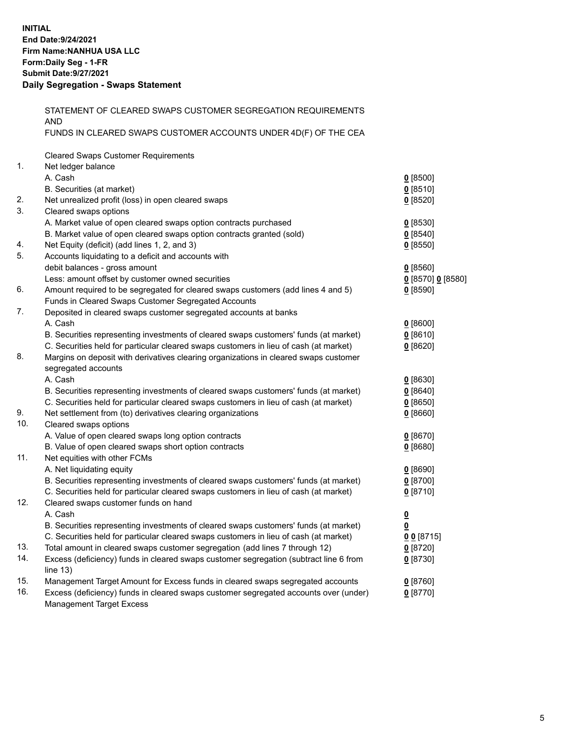**INITIAL**
**End Date:9/24/2021**
**Firm Name:NANHUA USA LLC**
**Form:Daily Seg - 1-FR**
**Submit Date:9/27/2021**
**Daily Segregation - Swaps Statement**

STATEMENT OF CLEARED SWAPS CUSTOMER SEGREGATION REQUIREMENTS AND FUNDS IN CLEARED SWAPS CUSTOMER ACCOUNTS UNDER 4D(F) OF THE CEA

| | | |
|---|---|---|
| | Cleared Swaps Customer Requirements | |
| 1. | Net ledger balance | |
| | A. Cash | 0 [8500] |
| | B. Securities (at market) | 0 [8510] |
| 2. | Net unrealized profit (loss) in open cleared swaps | 0 [8520] |
| 3. | Cleared swaps options | |
| | A. Market value of open cleared swaps option contracts purchased | 0 [8530] |
| | B. Market value of open cleared swaps option contracts granted (sold) | 0 [8540] |
| 4. | Net Equity (deficit) (add lines 1, 2, and 3) | 0 [8550] |
| 5. | Accounts liquidating to a deficit and accounts with debit balances - gross amount | 0 [8560] |
| | Less: amount offset by customer owned securities | 0 [8570] 0 [8580] |
| 6. | Amount required to be segregated for cleared swaps customers (add lines 4 and 5) | 0 [8590] |
| | Funds in Cleared Swaps Customer Segregated Accounts | |
| 7. | Deposited in cleared swaps customer segregated accounts at banks | |
| | A. Cash | 0 [8600] |
| | B. Securities representing investments of cleared swaps customers' funds (at market) | 0 [8610] |
| | C. Securities held for particular cleared swaps customers in lieu of cash (at market) | 0 [8620] |
| 8. | Margins on deposit with derivatives clearing organizations in cleared swaps customer segregated accounts | |
| | A. Cash | 0 [8630] |
| | B. Securities representing investments of cleared swaps customers' funds (at market) | 0 [8640] |
| | C. Securities held for particular cleared swaps customers in lieu of cash (at market) | 0 [8650] |
| 9. | Net settlement from (to) derivatives clearing organizations | 0 [8660] |
| 10. | Cleared swaps options | |
| | A. Value of open cleared swaps long option contracts | 0 [8670] |
| | B. Value of open cleared swaps short option contracts | 0 [8680] |
| 11. | Net equities with other FCMs | |
| | A. Net liquidating equity | 0 [8690] |
| | B. Securities representing investments of cleared swaps customers' funds (at market) | 0 [8700] |
| | C. Securities held for particular cleared swaps customers in lieu of cash (at market) | 0 [8710] |
| 12. | Cleared swaps customer funds on hand | |
| | A. Cash | 0 |
| | B. Securities representing investments of cleared swaps customers' funds (at market) | 0 |
| | C. Securities held for particular cleared swaps customers in lieu of cash (at market) | 0 0 [8715] |
| 13. | Total amount in cleared swaps customer segregation (add lines 7 through 12) | 0 [8720] |
| 14. | Excess (deficiency) funds in cleared swaps customer segregation (subtract line 6 from line 13) | 0 [8730] |
| 15. | Management Target Amount for Excess funds in cleared swaps segregated accounts | 0 [8760] |
| 16. | Excess (deficiency) funds in cleared swaps customer segregated accounts over (under) Management Target Excess | 0 [8770] |